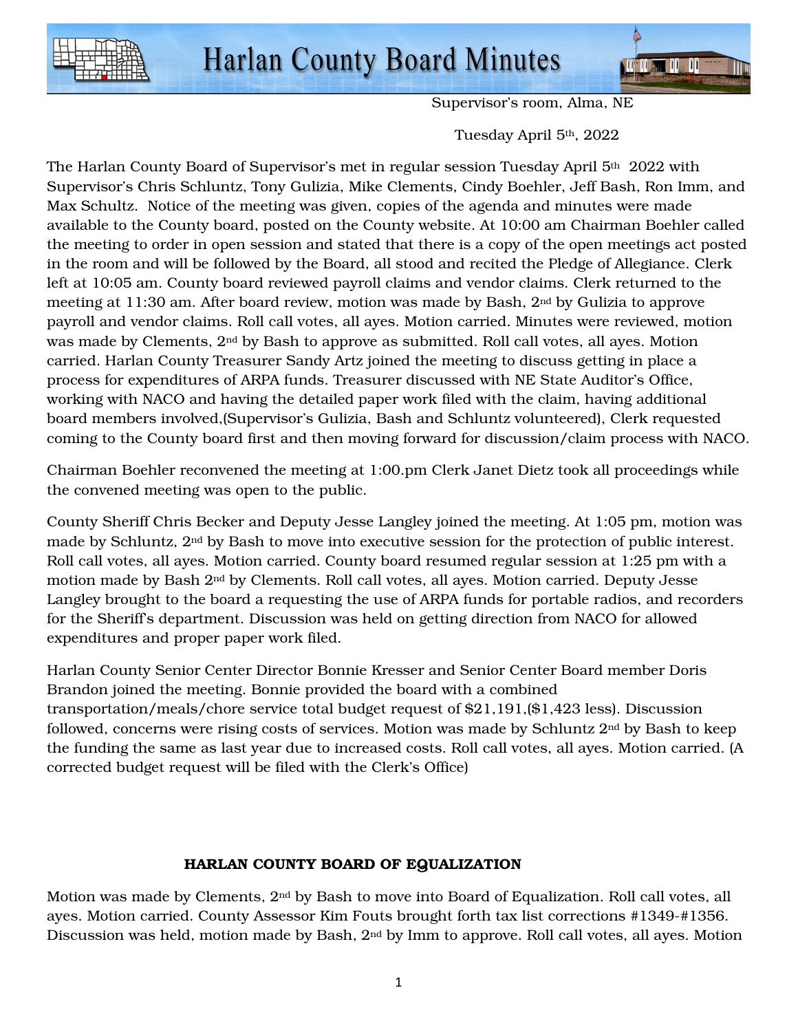# Harlan County Board Minutes

Supervisor's room, Alma, NE

Tuesday April 5th, 2022

The Harlan County Board of Supervisor's met in regular session Tuesday April 5th 2022 with Supervisor's Chris Schluntz, Tony Gulizia, Mike Clements, Cindy Boehler, Jeff Bash, Ron Imm, and Max Schultz. Notice of the meeting was given, copies of the agenda and minutes were made available to the County board, posted on the County website. At 10:00 am Chairman Boehler called the meeting to order in open session and stated that there is a copy of the open meetings act posted in the room and will be followed by the Board, all stood and recited the Pledge of Allegiance. Clerk left at 10:05 am. County board reviewed payroll claims and vendor claims. Clerk returned to the meeting at 11:30 am. After board review, motion was made by Bash, 2nd by Gulizia to approve payroll and vendor claims. Roll call votes, all ayes. Motion carried. Minutes were reviewed, motion was made by Clements, 2nd by Bash to approve as submitted. Roll call votes, all ayes. Motion carried. Harlan County Treasurer Sandy Artz joined the meeting to discuss getting in place a process for expenditures of ARPA funds. Treasurer discussed with NE State Auditor's Office, working with NACO and having the detailed paper work filed with the claim, having additional board members involved,(Supervisor's Gulizia, Bash and Schluntz volunteered), Clerk requested coming to the County board first and then moving forward for discussion/claim process with NACO.

Chairman Boehler reconvened the meeting at 1:00.pm Clerk Janet Dietz took all proceedings while the convened meeting was open to the public.

County Sheriff Chris Becker and Deputy Jesse Langley joined the meeting. At 1:05 pm, motion was made by Schluntz, 2nd by Bash to move into executive session for the protection of public interest. Roll call votes, all ayes. Motion carried. County board resumed regular session at 1:25 pm with a motion made by Bash 2nd by Clements. Roll call votes, all ayes. Motion carried. Deputy Jesse Langley brought to the board a requesting the use of ARPA funds for portable radios, and recorders for the Sheriff's department. Discussion was held on getting direction from NACO for allowed expenditures and proper paper work filed.

Harlan County Senior Center Director Bonnie Kresser and Senior Center Board member Doris Brandon joined the meeting. Bonnie provided the board with a combined transportation/meals/chore service total budget request of $21,191,($1,423 less). Discussion followed, concerns were rising costs of services. Motion was made by Schluntz 2nd by Bash to keep the funding the same as last year due to increased costs. Roll call votes, all ayes. Motion carried. (A corrected budget request will be filed with the Clerk's Office)

**HARLAN COUNTY BOARD OF EQUALIZATION**

Motion was made by Clements, 2nd by Bash to move into Board of Equalization. Roll call votes, all ayes. Motion carried. County Assessor Kim Fouts brought forth tax list corrections #1349-#1356. Discussion was held, motion made by Bash, 2nd by Imm to approve. Roll call votes, all ayes. Motion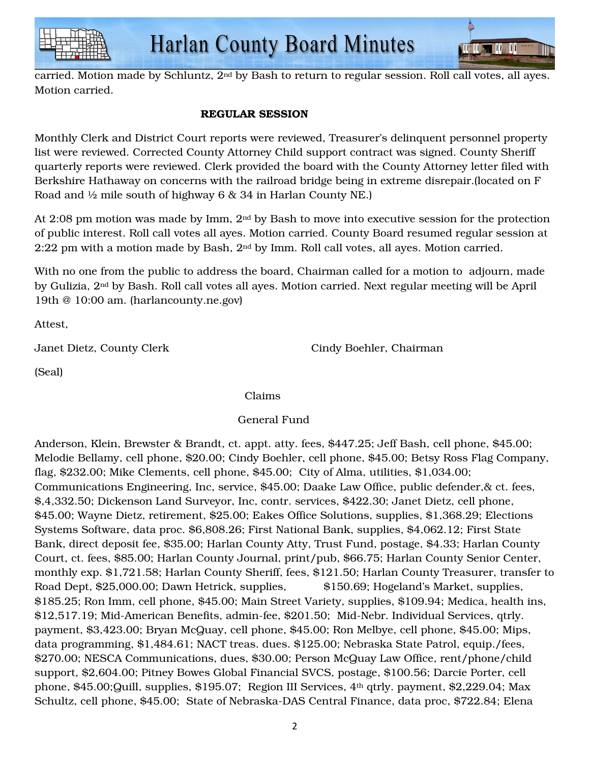carried. Motion made by Schluntz, 2nd by Bash to return to regular session. Roll call votes, all ayes. Motion carried.

**REGULAR SESSION**

Monthly Clerk and District Court reports were reviewed, Treasurer's delinquent personnel property list were reviewed. Corrected County Attorney Child support contract was signed. County Sheriff quarterly reports were reviewed. Clerk provided the board with the County Attorney letter filed with Berkshire Hathaway on concerns with the railroad bridge being in extreme disrepair.(located on F Road and ½ mile south of highway 6 & 34 in Harlan County NE.)

At 2:08 pm motion was made by Imm, 2nd by Bash to move into executive session for the protection of public interest. Roll call votes all ayes. Motion carried. County Board resumed regular session at 2:22 pm with a motion made by Bash, 2nd by Imm. Roll call votes, all ayes. Motion carried.

With no one from the public to address the board, Chairman called for a motion to adjourn, made by Gulizia, 2nd by Bash. Roll call votes all ayes. Motion carried. Next regular meeting will be April 19th @ 10:00 am. (harlancounty.ne.gov)

Attest,

Janet Dietz, County Clerk    Cindy Boehler, Chairman

(Seal)

Claims

General Fund

Anderson, Klein, Brewster & Brandt, ct. appt. atty. fees, $447.25; Jeff Bash, cell phone, $45.00; Melodie Bellamy, cell phone, $20.00; Cindy Boehler, cell phone, $45.00; Betsy Ross Flag Company, flag, $232.00; Mike Clements, cell phone, $45.00; City of Alma, utilities, $1,034.00; Communications Engineering, Inc, service, $45.00; Daake Law Office, public defender,& ct. fees, $,4,332.50; Dickenson Land Surveyor, Inc, contr. services, $422.30; Janet Dietz, cell phone, $45.00; Wayne Dietz, retirement, $25.00; Eakes Office Solutions, supplies, $1,368.29; Elections Systems Software, data proc. $6,808.26; First National Bank, supplies, $4,062.12; First State Bank, direct deposit fee, $35.00; Harlan County Atty, Trust Fund, postage, $4.33; Harlan County Court, ct. fees, $85.00; Harlan County Journal, print/pub, $66.75; Harlan County Senior Center, monthly exp. $1,721.58; Harlan County Sheriff, fees, $121.50; Harlan County Treasurer, transfer to Road Dept, $25,000.00; Dawn Hetrick, supplies, $150.69; Hogeland's Market, supplies, $185.25; Ron Imm, cell phone, $45.00; Main Street Variety, supplies, $109.94; Medica, health ins, $12,517.19; Mid-American Benefits, admin-fee, $201.50; Mid-Nebr. Individual Services, qtrly. payment, $3,423.00; Bryan McQuay, cell phone, $45.00; Ron Melbye, cell phone, $45.00; Mips, data programming, $1,484.61; NACT treas. dues. $125.00; Nebraska State Patrol, equip./fees, $270.00; NESCA Communications, dues, $30.00; Person McQuay Law Office, rent/phone/child support, $2,604.00; Pitney Bowes Global Financial SVCS, postage, $100.56; Darcie Porter, cell phone, $45.00;Quill, supplies, $195.07; Region III Services, 4th qtrly. payment, $2,229.04; Max Schultz, cell phone, $45.00; State of Nebraska-DAS Central Finance, data proc, $722.84; Elena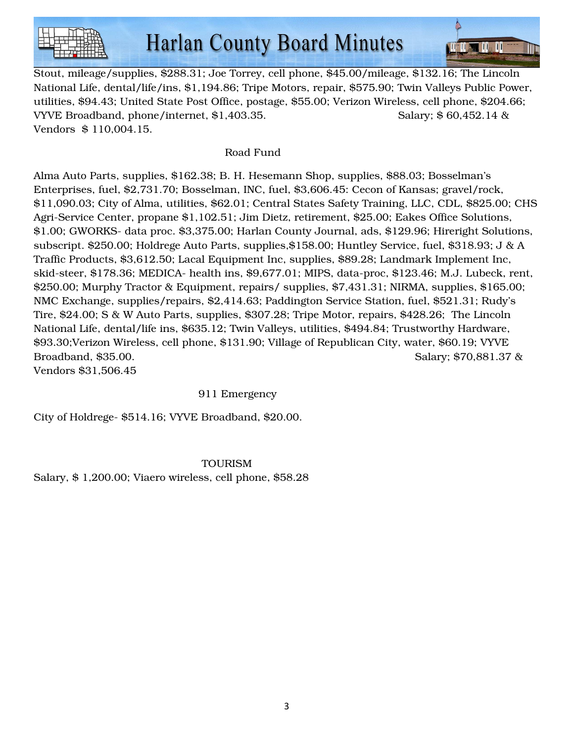Stout, mileage/supplies, $288.31; Joe Torrey, cell phone, $45.00/mileage, $132.16; The Lincoln National Life, dental/life/ins, $1,194.86; Tripe Motors, repair, $575.90; Twin Valleys Public Power, utilities, $94.43; United State Post Office, postage, $55.00; Verizon Wireless, cell phone, $204.66; VYVE Broadband, phone/internet, $1,403.35. Salary; $ 60,452.14 & Vendors $ 110,004.15.

Road Fund

Alma Auto Parts, supplies, $162.38; B. H. Hesemann Shop, supplies, $88.03; Bosselman's Enterprises, fuel, $2,731.70; Bosselman, INC, fuel, $3,606.45: Cecon of Kansas; gravel/rock, $11,090.03; City of Alma, utilities, $62.01; Central States Safety Training, LLC, CDL, $825.00; CHS Agri-Service Center, propane $1,102.51; Jim Dietz, retirement, $25.00; Eakes Office Solutions, $1.00; GWORKS- data proc. $3,375.00; Harlan County Journal, ads, $129.96; Hireright Solutions, subscript. $250.00; Holdrege Auto Parts, supplies,$158.00; Huntley Service, fuel, $318.93; J & A Traffic Products, $3,612.50; Lacal Equipment Inc, supplies, $89.28; Landmark Implement Inc, skid-steer, $178.36; MEDICA- health ins, $9,677.01; MIPS, data-proc, $123.46; M.J. Lubeck, rent, $250.00; Murphy Tractor & Equipment, repairs/ supplies, $7,431.31; NIRMA, supplies, $165.00; NMC Exchange, supplies/repairs, $2,414.63; Paddington Service Station, fuel, $521.31; Rudy's Tire, $24.00; S & W Auto Parts, supplies, $307.28; Tripe Motor, repairs, $428.26; The Lincoln National Life, dental/life ins, $635.12; Twin Valleys, utilities, $494.84; Trustworthy Hardware, $93.30;Verizon Wireless, cell phone, $131.90; Village of Republican City, water, $60.19; VYVE Broadband, $35.00. Salary; $70,881.37 & Vendors $31,506.45

911 Emergency

City of Holdrege- $514.16; VYVE Broadband, $20.00.

TOURISM

Salary, $ 1,200.00; Viaero wireless, cell phone, $58.28